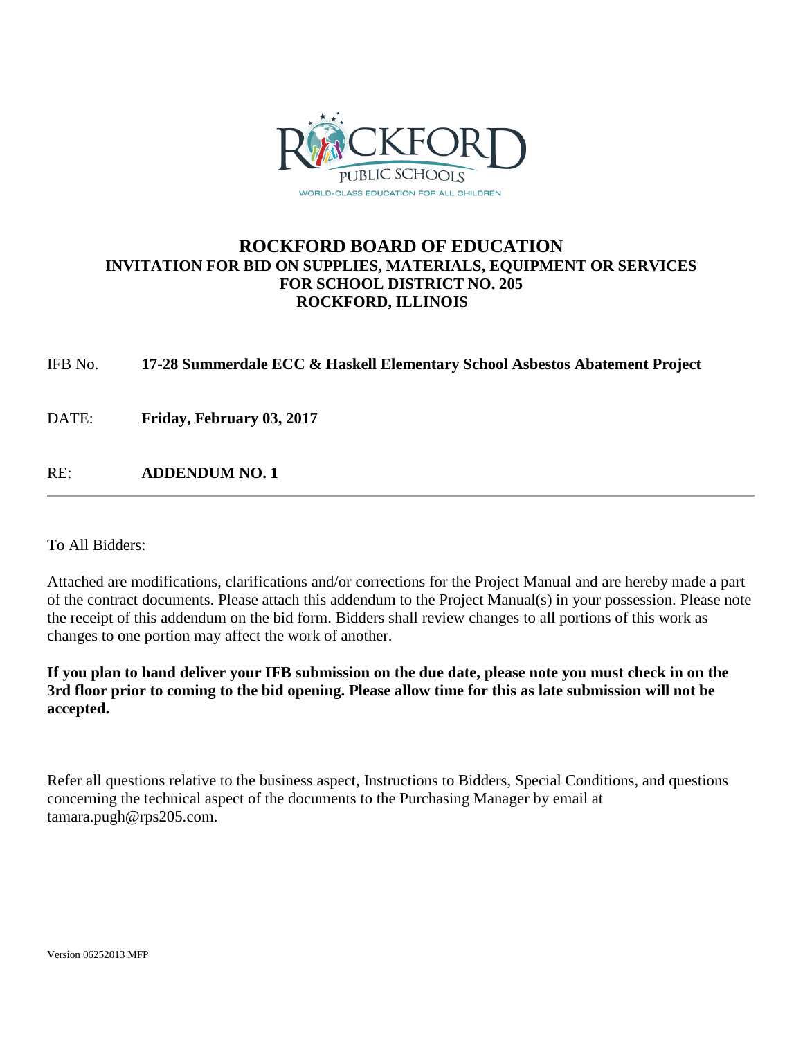ROCKFORD PUBLIC SCHOOLS

WORLD-CLASS EDUCATION FOR ALL CHILDREN

# ROCKFORD BOARD OF EDUCATION

## INVITATION FOR BID ON SUPPLIES, MATERIALS, EQUIPMENT OR SERVICES FOR SCHOOL DISTRICT NO. 205 ROCKFORD, ILLINOIS

IFB No. **17-28 Summerdale ECC & Haskell Elementary School Asbestos Abatement Project**

DATE: **Friday, February 03, 2017**

RE: **ADDENDUM NO. 1**

---

To All Bidders:

Attached are modifications, clarifications and/or corrections for the Project Manual and are hereby made a part of the contract documents. Please attach this addendum to the Project Manual(s) in your possession. Please note the receipt of this addendum on the bid form. Bidders shall review changes to all portions of this work as changes to one portion may affect the work of another.

**If you plan to hand deliver your IFB submission on the due date, please note you must check in on the 3rd floor prior to coming to the bid opening. Please allow time for this as late submission will not be accepted.**

Refer all questions relative to the business aspect, Instructions to Bidders, Special Conditions, and questions concerning the technical aspect of the documents to the Purchasing Manager by email at tamara.pugh@rps205.com.

Version 06252013 MFP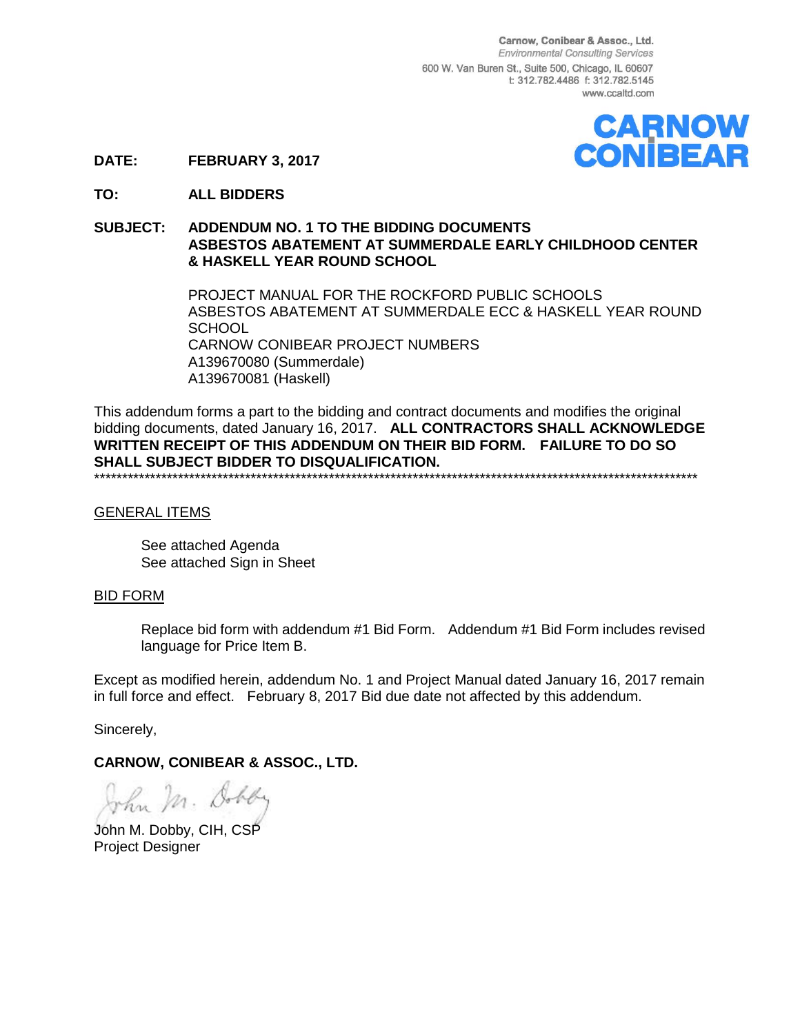Carnow, Conibear & Assoc., Ltd.
*Environmental Consulting Services*
600 W. Van Buren St., Suite 500, Chicago, IL 60607
t: 312.782.4486 f: 312.782.5145
www.ccaltd.com

CARNOW CONIBEAR

**DATE:** **FEBRUARY 3, 2017**

**TO:** **ALL BIDDERS**

**SUBJECT:** **ADDENDUM NO. 1 TO THE BIDDING DOCUMENTS**
**ASBESTOS ABATEMENT AT SUMMERDALE EARLY CHILDHOOD CENTER & HASKELL YEAR ROUND SCHOOL**

PROJECT MANUAL FOR THE ROCKFORD PUBLIC SCHOOLS
ASBESTOS ABATEMENT AT SUMMERDALE ECC & HASKELL YEAR ROUND SCHOOL
CARNOW CONIBEAR PROJECT NUMBERS
A139670080 (Summerdale)
A139670081 (Haskell)

This addendum forms a part to the bidding and contract documents and modifies the original bidding documents, dated January 16, 2017. **ALL CONTRACTORS SHALL ACKNOWLEDGE WRITTEN RECEIPT OF THIS ADDENDUM ON THEIR BID FORM. FAILURE TO DO SO SHALL SUBJECT BIDDER TO DISQUALIFICATION.**

*******************************************************************************************************

<u>GENERAL ITEMS</u>

See attached Agenda
See attached Sign in Sheet

<u>BID FORM</u>

Replace bid form with addendum #1 Bid Form. Addendum #1 Bid Form includes revised language for Price Item B.

Except as modified herein, addendum No. 1 and Project Manual dated January 16, 2017 remain in full force and effect. February 8, 2017 Bid due date not affected by this addendum.

Sincerely,

**CARNOW, CONIBEAR & ASSOC., LTD.**

John M. Dobby, CIH, CSP
Project Designer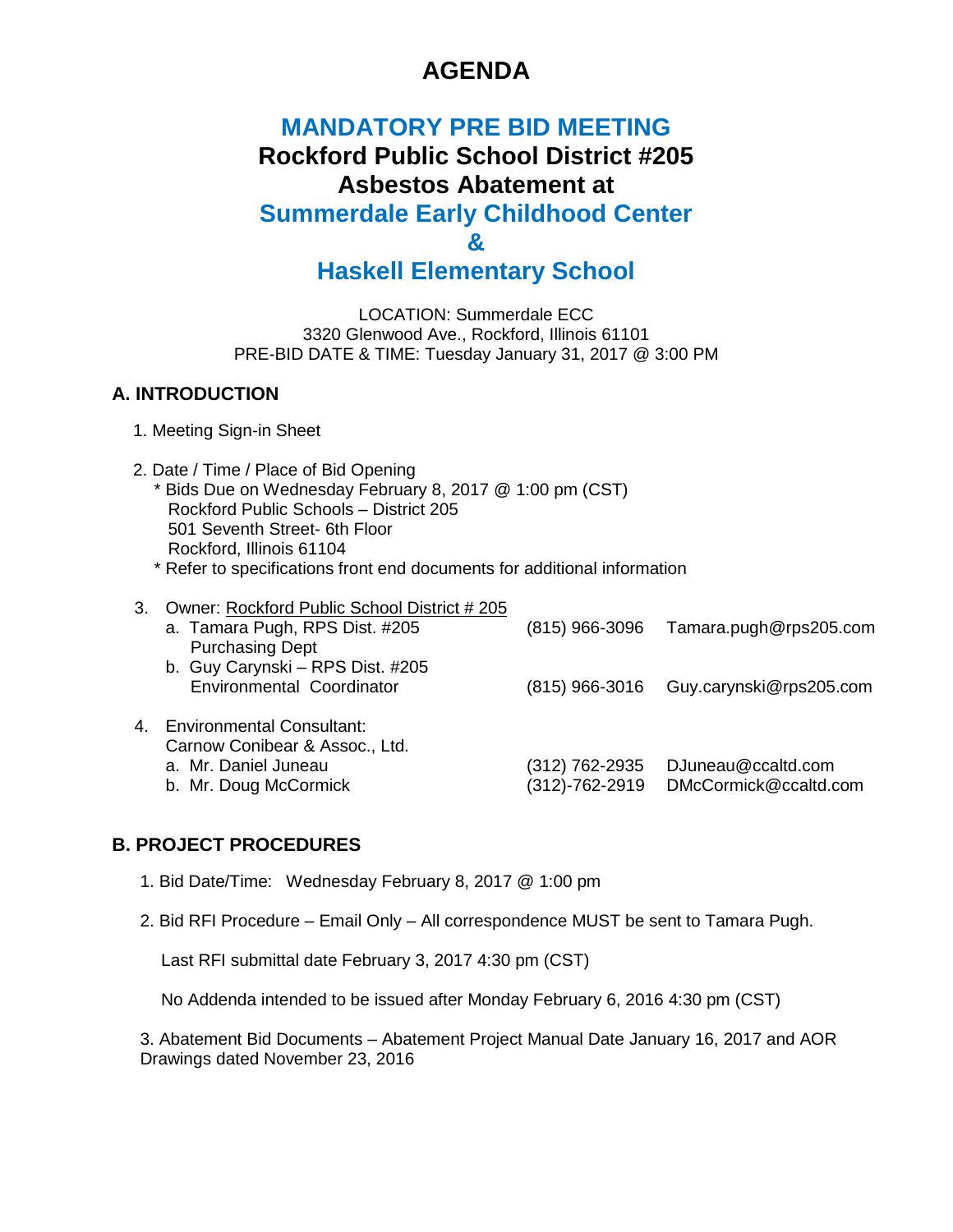# AGENDA

## MANDATORY PRE BID MEETING
## Rockford Public School District #205
## Asbestos Abatement at
## Summerdale Early Childhood Center
## &
## Haskell Elementary School

LOCATION: Summerdale ECC
3320 Glenwood Ave., Rockford, Illinois 61101
PRE-BID DATE & TIME: Tuesday January 31, 2017 @ 3:00 PM

### A. INTRODUCTION

1. Meeting Sign-in Sheet

2. Date / Time / Place of Bid Opening
   * Bids Due on Wednesday February 8, 2017 @ 1:00 pm (CST)
     Rockford Public Schools – District 205
     501 Seventh Street- 6th Floor
     Rockford, Illinois 61104
   * Refer to specifications front end documents for additional information

3. Owner: Rockford Public School District # 205

| | | |
|---|---|---|
| a. Tamara Pugh, RPS Dist. #205 Purchasing Dept | (815) 966-3096 | Tamara.pugh@rps205.com |
| b. Guy Carynski – RPS Dist. #205 Environmental Coordinator | (815) 966-3016 | Guy.carynski@rps205.com |

4. Environmental Consultant:
   Carnow Conibear & Assoc., Ltd.

| | | |
|---|---|---|
| a. Mr. Daniel Juneau | (312) 762-2935 | DJuneau@ccaltd.com |
| b. Mr. Doug McCormick | (312)-762-2919 | DMcCormick@ccaltd.com |

### B. PROJECT PROCEDURES

1. Bid Date/Time: Wednesday February 8, 2017 @ 1:00 pm

2. Bid RFI Procedure – Email Only – All correspondence MUST be sent to Tamara Pugh.

   Last RFI submittal date February 3, 2017 4:30 pm (CST)

   No Addenda intended to be issued after Monday February 6, 2016 4:30 pm (CST)

3. Abatement Bid Documents – Abatement Project Manual Date January 16, 2017 and AOR Drawings dated November 23, 2016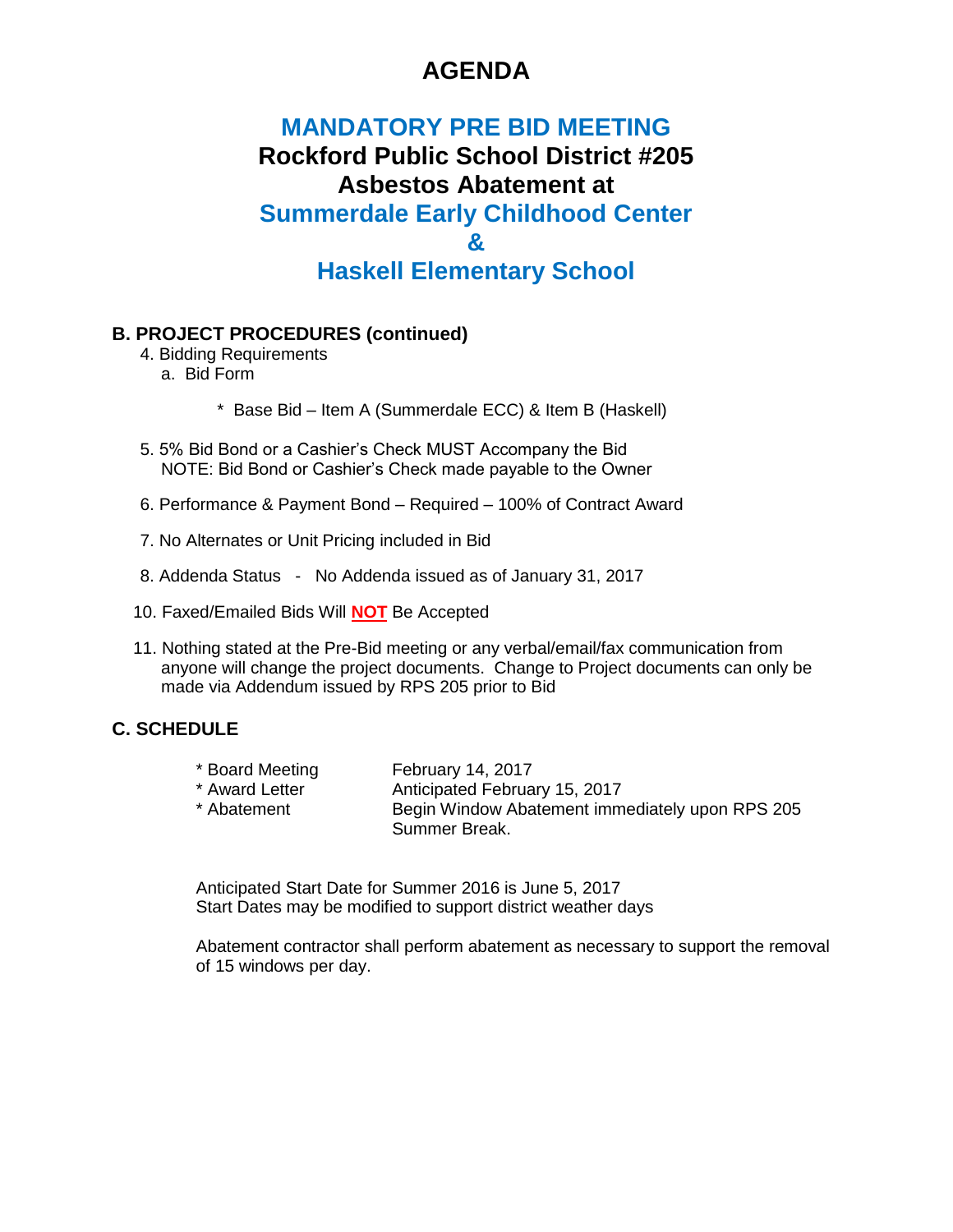# AGENDA

## MANDATORY PRE BID MEETING
## Rockford Public School District #205
## Asbestos Abatement at
## Summerdale Early Childhood Center
## &
## Haskell Elementary School

### B. PROJECT PROCEDURES (continued)

4. Bidding Requirements
   a. Bid Form

      * Base Bid – Item A (Summerdale ECC) & Item B (Haskell)

5. 5% Bid Bond or a Cashier's Check MUST Accompany the Bid
   NOTE: Bid Bond or Cashier's Check made payable to the Owner

6. Performance & Payment Bond – Required – 100% of Contract Award

7. No Alternates or Unit Pricing included in Bid

8. Addenda Status - No Addenda issued as of January 31, 2017

10. Faxed/Emailed Bids Will **NOT** Be Accepted

11. Nothing stated at the Pre-Bid meeting or any verbal/email/fax communication from anyone will change the project documents. Change to Project documents can only be made via Addendum issued by RPS 205 prior to Bid

### C. SCHEDULE

| | |
|---|---|
| * Board Meeting | February 14, 2017 |
| * Award Letter | Anticipated February 15, 2017 |
| * Abatement | Begin Window Abatement immediately upon RPS 205 Summer Break. |

Anticipated Start Date for Summer 2016 is June 5, 2017
Start Dates may be modified to support district weather days

Abatement contractor shall perform abatement as necessary to support the removal of 15 windows per day.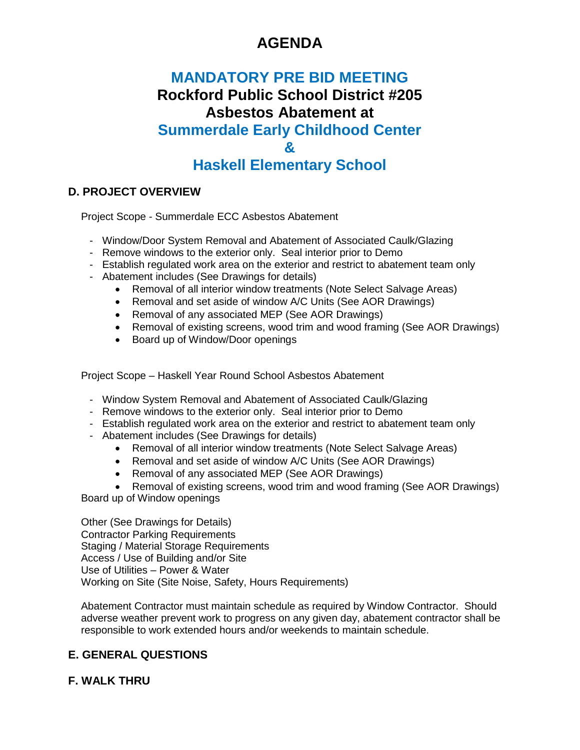# AGENDA

## MANDATORY PRE BID MEETING
## Rockford Public School District #205
## Asbestos Abatement at
## Summerdale Early Childhood Center
## &
## Haskell Elementary School

### D. PROJECT OVERVIEW

Project Scope - Summerdale ECC Asbestos Abatement

- Window/Door System Removal and Abatement of Associated Caulk/Glazing
- Remove windows to the exterior only. Seal interior prior to Demo
- Establish regulated work area on the exterior and restrict to abatement team only
- Abatement includes (See Drawings for details)
    - Removal of all interior window treatments (Note Select Salvage Areas)
    - Removal and set aside of window A/C Units (See AOR Drawings)
    - Removal of any associated MEP (See AOR Drawings)
    - Removal of existing screens, wood trim and wood framing (See AOR Drawings)
    - Board up of Window/Door openings

Project Scope – Haskell Year Round School Asbestos Abatement

- Window System Removal and Abatement of Associated Caulk/Glazing
- Remove windows to the exterior only. Seal interior prior to Demo
- Establish regulated work area on the exterior and restrict to abatement team only
- Abatement includes (See Drawings for details)
    - Removal of all interior window treatments (Note Select Salvage Areas)
    - Removal and set aside of window A/C Units (See AOR Drawings)
    - Removal of any associated MEP (See AOR Drawings)
    - Removal of existing screens, wood trim and wood framing (See AOR Drawings)

Board up of Window openings

Other (See Drawings for Details)
Contractor Parking Requirements
Staging / Material Storage Requirements
Access / Use of Building and/or Site
Use of Utilities – Power & Water
Working on Site (Site Noise, Safety, Hours Requirements)

Abatement Contractor must maintain schedule as required by Window Contractor. Should adverse weather prevent work to progress on any given day, abatement contractor shall be responsible to work extended hours and/or weekends to maintain schedule.

### E. GENERAL QUESTIONS

### F. WALK THRU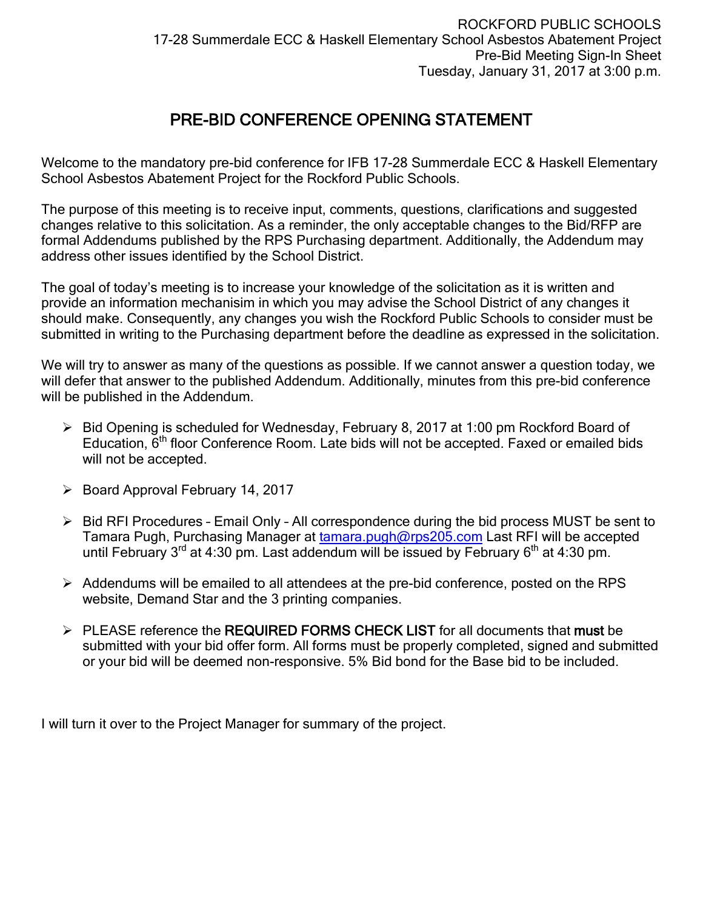ROCKFORD PUBLIC SCHOOLS
17-28 Summerdale ECC & Haskell Elementary School Asbestos Abatement Project
Pre-Bid Meeting Sign-In Sheet
Tuesday, January 31, 2017 at 3:00 p.m.

# PRE-BID CONFERENCE OPENING STATEMENT

Welcome to the mandatory pre-bid conference for IFB 17-28 Summerdale ECC & Haskell Elementary School Asbestos Abatement Project for the Rockford Public Schools.

The purpose of this meeting is to receive input, comments, questions, clarifications and suggested changes relative to this solicitation. As a reminder, the only acceptable changes to the Bid/RFP are formal Addendums published by the RPS Purchasing department. Additionally, the Addendum may address other issues identified by the School District.

The goal of today's meeting is to increase your knowledge of the solicitation as it is written and provide an information mechanisim in which you may advise the School District of any changes it should make. Consequently, any changes you wish the Rockford Public Schools to consider must be submitted in writing to the Purchasing department before the deadline as expressed in the solicitation.

We will try to answer as many of the questions as possible. If we cannot answer a question today, we will defer that answer to the published Addendum. Additionally, minutes from this pre-bid conference will be published in the Addendum.

- Bid Opening is scheduled for Wednesday, February 8, 2017 at 1:00 pm Rockford Board of Education, 6th floor Conference Room. Late bids will not be accepted. Faxed or emailed bids will not be accepted.
- Board Approval February 14, 2017
- Bid RFI Procedures – Email Only – All correspondence during the bid process MUST be sent to Tamara Pugh, Purchasing Manager at tamara.pugh@rps205.com Last RFI will be accepted until February 3rd at 4:30 pm. Last addendum will be issued by February 6th at 4:30 pm.
- Addendums will be emailed to all attendees at the pre-bid conference, posted on the RPS website, Demand Star and the 3 printing companies.
- PLEASE reference the **REQUIRED FORMS CHECK LIST** for all documents that **must** be submitted with your bid offer form. All forms must be properly completed, signed and submitted or your bid will be deemed non-responsive. 5% Bid bond for the Base bid to be included.

I will turn it over to the Project Manager for summary of the project.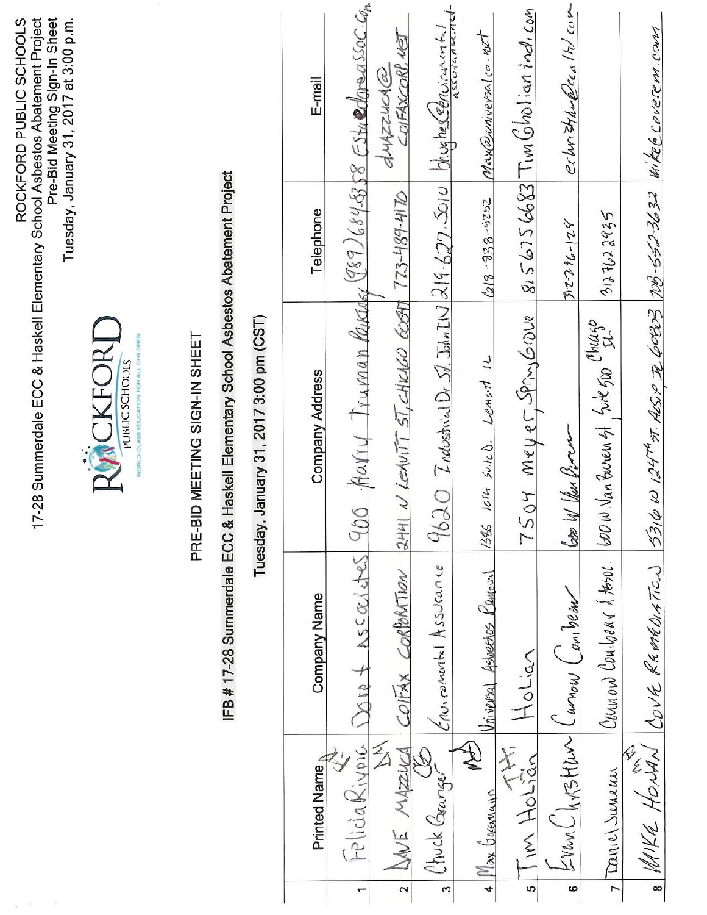ROCKFORD PUBLIC SCHOOLS
17-28 Summerdale ECC & Haskell Elementary School Asbestos Abatement Project
Pre-Bid Meeting Sign-In Sheet
Tuesday, January 31, 2017 at 3:00 p.m.

ROCKFORD PUBLIC SCHOOLS
WORLD-CLASS EDUCATION FOR ALL CHILDREN

# PRE-BID MEETING SIGN-IN SHEET

## IFB # 17-28 Summerdale ECC & Haskell Elementary School Asbestos Abatement Project

### Tuesday, January 31, 2017 3:00 pm (CST)

| | Printed Name | Company Name | Company Address | Telephone | E-mail |
|---|---|---|---|---|---|
| 1 | Felicia Rivpic | Dore + Associates | 900 Harry Truman Parkway | (989) 684-8358 | Estu@doreassoc.com |
| 2 | DAVE MAZZUCA | COLFAX CORPORATION | 2441 N LEAVITT ST, CHICAGO 60647 | 773-489-4170 | dmazzuca@colfaxcorp.net |
| 3 | Chuck Granger | Environmental Assurance | 9620 Industrial Dr. St. John IN | 219.627.5010 | bhughes@environmental assurance.net |
| 4 | Max Gossmann | Universal Asbestos Removal | 1385 101st Suite D. Lemont IL | 618-838-5252 | Max@universalco.net |
| 5 | Tim HoLian | HoLian | 7504 meyer, Spring Grove | 815 675 6683 | Tim Gholianindi.com |
| 6 | Evan Christian | Cannon Cochran | 600 W Van Buren | 312 2?6-129 | echristian@cca ltd.com |
| 7 | Daniel Simenin | Cannon Cochran & Assoc. | 600 W Van Buren st, Suite 500 Chicago IL | 312 762 2935 | |
| 8 | MIKE HONAN | COVE REMEDIATION | 5316 W 124th ST. ALSIP IL 60803 | 708-552-3632 | mike@covetem.com |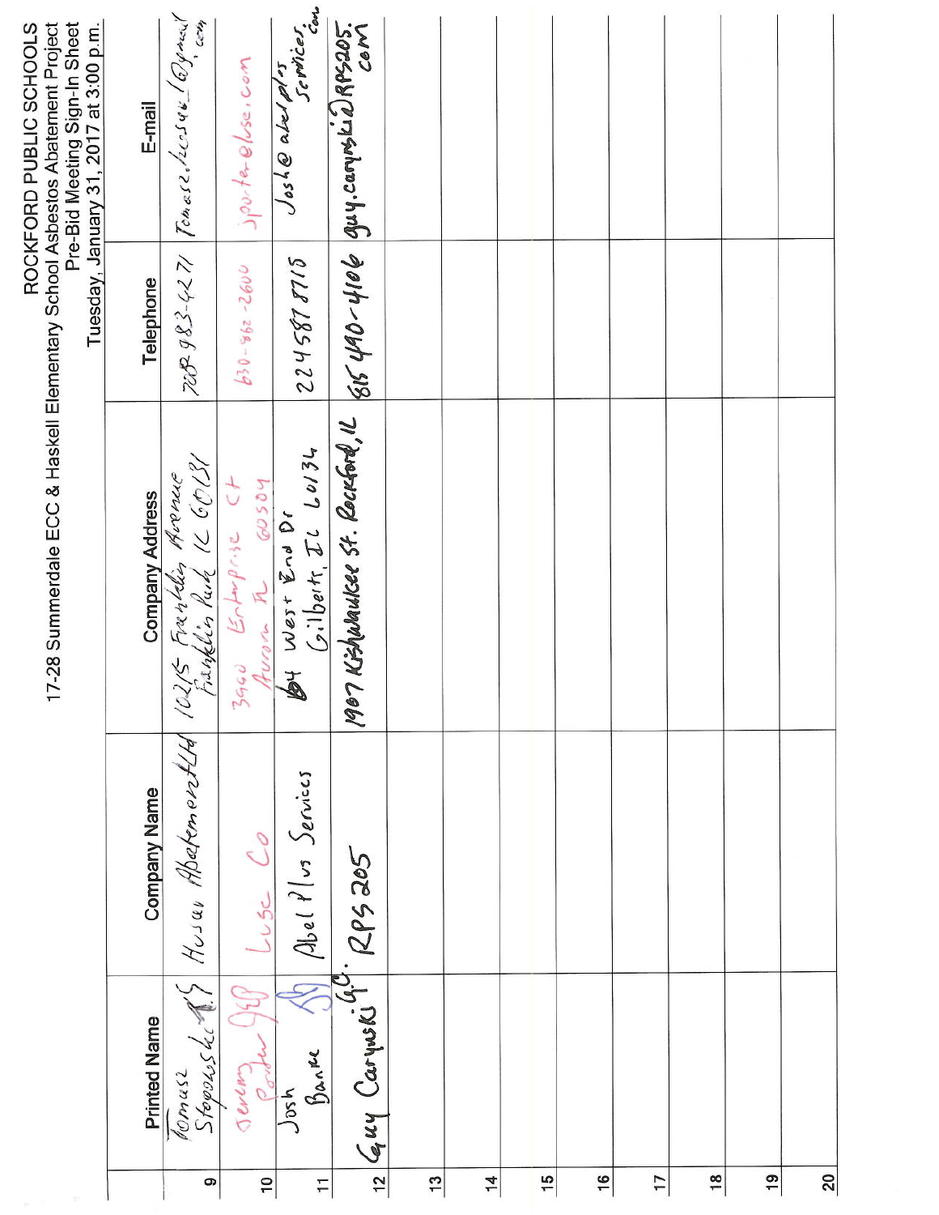# ROCKFORD PUBLIC SCHOOLS

## 17-28 Summerdale ECC & Haskell Elementary School Asbestos Abatement Project

### Pre-Bid Meeting Sign-In Sheet

Tuesday, January 31, 2017 at 3:00 p.m.

| | Printed Name | Company Name | Company Address | Telephone | E-mail |
|---|---|---|---|---|---|
| 9 | Tomasz Stopowski | Husar Abatement Ltd | 10215 Franklin Avenue Franklin Park IL 60131 | 708 983-4271 | Tomasz.husar_1@gmail.com |
| 10 | Jeremy Porter | Luse Co | 3990 Enterprise Ct Aurora IL 60504 | 630-862-2600 | jporter@luse.com |
| 11 | Josh Banke | Abel Plus Services | 64 West End Dr Gilberts, IL 60136 | 224 587 8715 | Josh@abelplusservices.com |
| 12 | Guy Carynski | RPS 205 | 1907 Kishwaukee St. Rockford, IL | 815 490-4106 | guy.carynski@RPS205.com |
| 13 | | | | | |
| 14 | | | | | |
| 15 | | | | | |
| 16 | | | | | |
| 17 | | | | | |
| 18 | | | | | |
| 19 | | | | | |
| 20 | | | | | |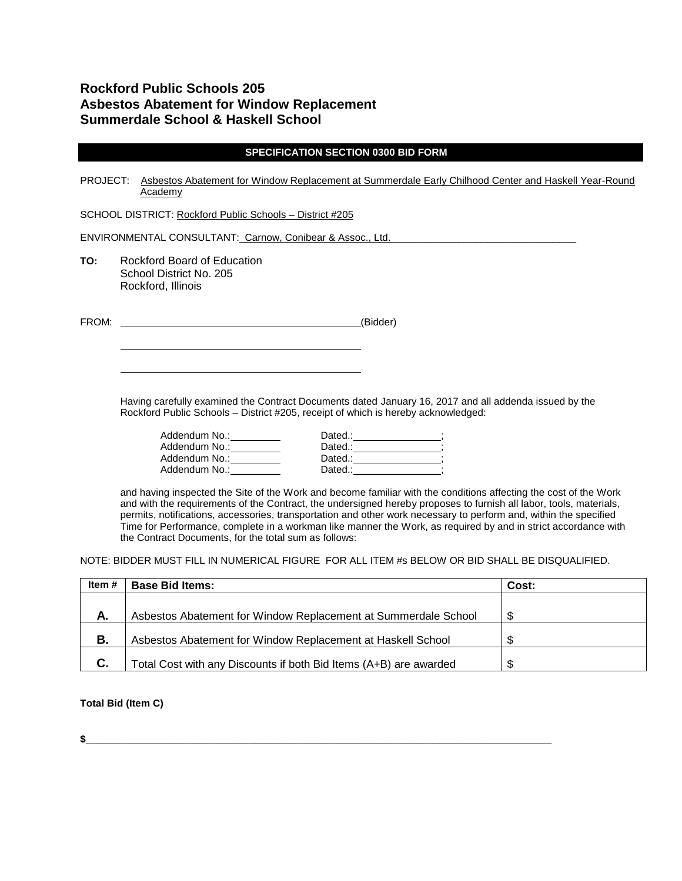**Rockford Public Schools 205**
**Asbestos Abatement for Window Replacement**
**Summerdale School & Haskell School**

## SPECIFICATION SECTION 0300 BID FORM

PROJECT: Asbestos Abatement for Window Replacement at Summerdale Early Chilhood Center and Haskell Year-Round Academy

SCHOOL DISTRICT: Rockford Public Schools – District #205

ENVIRONMENTAL CONSULTANT: Carnow, Conibear & Assoc., Ltd.\_\_\_\_\_\_\_\_\_\_\_\_\_\_\_\_\_\_\_\_\_\_\_\_\_\_\_\_\_\_\_\_\_\_

**TO:** Rockford Board of Education
School District No. 205
Rockford, Illinois

FROM: \_\_\_\_\_\_\_\_\_\_\_\_\_\_\_\_\_\_\_\_\_\_\_\_\_\_\_\_\_\_\_\_\_\_\_\_\_\_\_\_(Bidder)

\_\_\_\_\_\_\_\_\_\_\_\_\_\_\_\_\_\_\_\_\_\_\_\_\_\_\_\_\_\_\_\_\_\_\_\_\_\_\_\_

\_\_\_\_\_\_\_\_\_\_\_\_\_\_\_\_\_\_\_\_\_\_\_\_\_\_\_\_\_\_\_\_\_\_\_\_\_\_\_\_

Having carefully examined the Contract Documents dated January 16, 2017 and all addenda issued by the Rockford Public Schools – District #205, receipt of which is hereby acknowledged:

Addendum No.:\_\_\_\_\_\_\_\_\_ Dated.:\_\_\_\_\_\_\_\_\_\_\_\_\_\_\_;
Addendum No.:\_\_\_\_\_\_\_\_\_ Dated.:\_\_\_\_\_\_\_\_\_\_\_\_\_\_\_;
Addendum No.:\_\_\_\_\_\_\_\_\_ Dated.:\_\_\_\_\_\_\_\_\_\_\_\_\_\_\_;
Addendum No.:\_\_\_\_\_\_\_\_\_ Dated.:\_\_\_\_\_\_\_\_\_\_\_\_\_\_\_;

and having inspected the Site of the Work and become familiar with the conditions affecting the cost of the Work and with the requirements of the Contract, the undersigned hereby proposes to furnish all labor, tools, materials, permits, notifications, accessories, transportation and other work necessary to perform and, within the specified Time for Performance, complete in a workman like manner the Work, as required by and in strict accordance with the Contract Documents, for the total sum as follows:

NOTE: BIDDER MUST FILL IN NUMERICAL FIGURE FOR ALL ITEM #s BELOW OR BID SHALL BE DISQUALIFIED.

| Item # | Base Bid Items: | Cost: |
|---|---|---|
| A. | Asbestos Abatement for Window Replacement at Summerdale School | $ |
| B. | Asbestos Abatement for Window Replacement at Haskell School | $ |
| C. | Total Cost with any Discounts if both Bid Items (A+B) are awarded | $ |

**Total Bid (Item C)**

**$**\_\_\_\_\_\_\_\_\_\_\_\_\_\_\_\_\_\_\_\_\_\_\_\_\_\_\_\_\_\_\_\_\_\_\_\_\_\_\_\_\_\_\_\_\_\_\_\_\_\_\_\_\_\_\_\_\_\_\_\_\_\_\_\_\_\_\_\_\_\_\_\_\_\_\_\_\_\_\_\_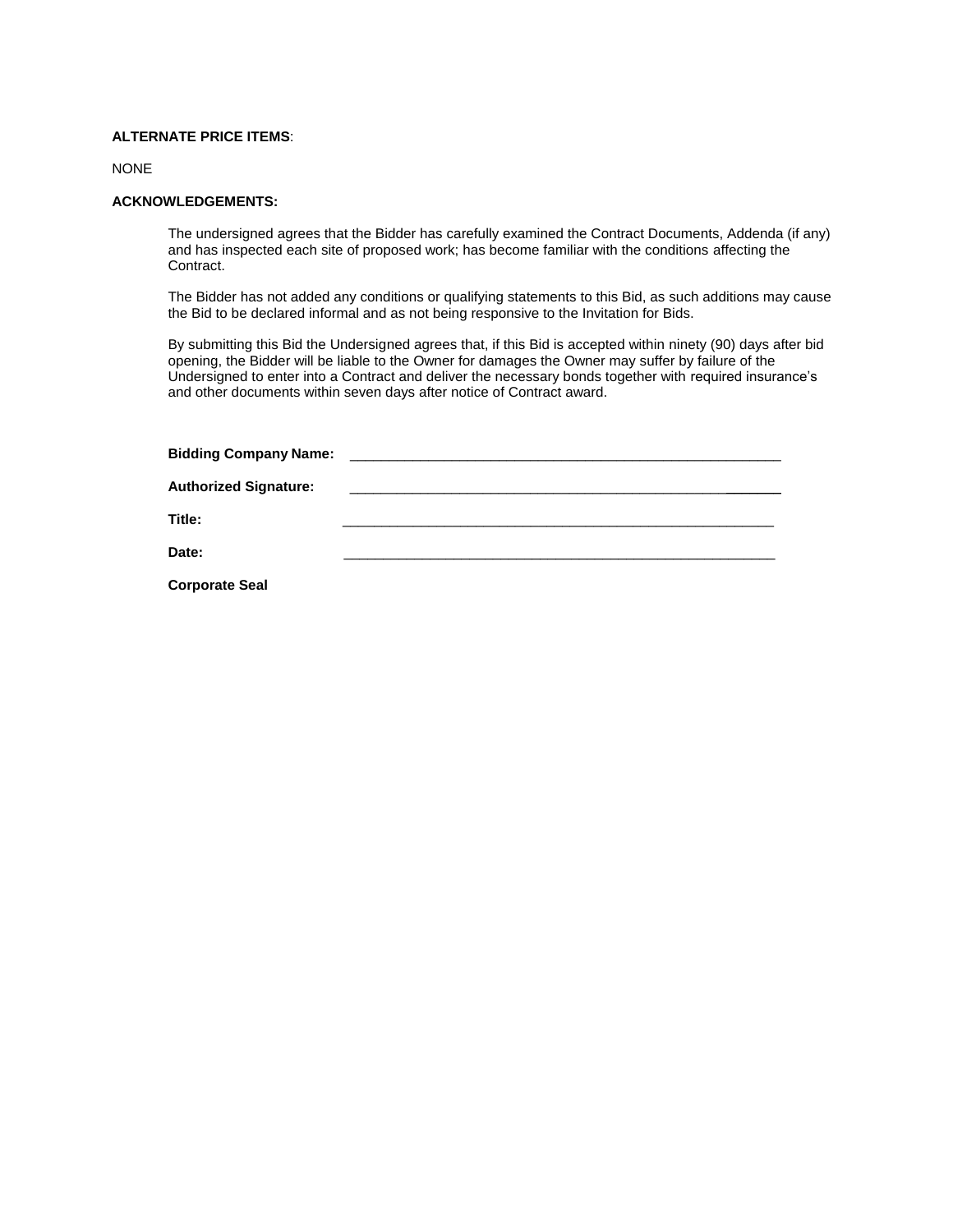**ALTERNATE PRICE ITEMS**:

NONE

**ACKNOWLEDGEMENTS:**

The undersigned agrees that the Bidder has carefully examined the Contract Documents, Addenda (if any) and has inspected each site of proposed work; has become familiar with the conditions affecting the Contract.

The Bidder has not added any conditions or qualifying statements to this Bid, as such additions may cause the Bid to be declared informal and as not being responsive to the Invitation for Bids.

By submitting this Bid the Undersigned agrees that, if this Bid is accepted within ninety (90) days after bid opening, the Bidder will be liable to the Owner for damages the Owner may suffer by failure of the Undersigned to enter into a Contract and deliver the necessary bonds together with required insurance's and other documents within seven days after notice of Contract award.

**Bidding Company Name:** ____________________________________________________________

**Authorized Signature:** ____________________________________________________________

**Title:** ____________________________________________________________

**Date:** ____________________________________________________________

**Corporate Seal**